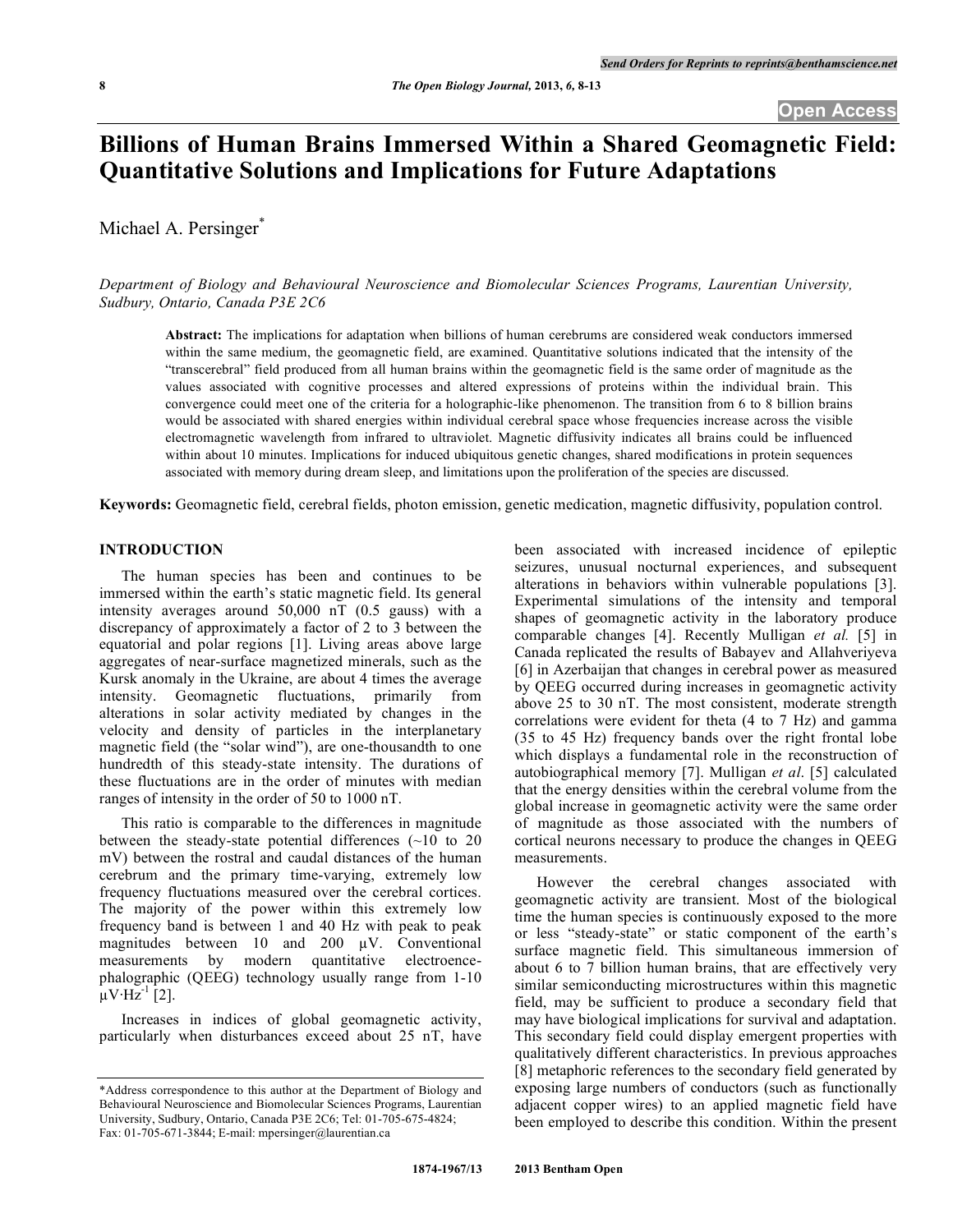# Billions of Human Brains Immersed Within a Shared Geomagnetic Field: Quantitative Solutions and Implications for Future Adaptations

Michael A. Persinger*

*Department of Biology and Behavioural Neuroscience and Biomolecular Sciences Programs, Laurentian University, Sudbury, Ontario, Canada P3E 2C6*

**Abstract:** The implications for adaptation when billions of human cerebrums are considered weak conductors immersed within the same medium, the geomagnetic field, are examined. Quantitative solutions indicated that the intensity of the "transcerebral" field produced from all human brains within the geomagnetic field is the same order of magnitude as the values associated with cognitive processes and altered expressions of proteins within the individual brain. This convergence could meet one of the criteria for a holographic-like phenomenon. The transition from 6 to 8 billion brains would be associated with shared energies within individual cerebral space whose frequencies increase across the visible electromagnetic wavelength from infrared to ultraviolet. Magnetic diffusivity indicates all brains could be influenced within about 10 minutes. Implications for induced ubiquitous genetic changes, shared modifications in protein sequences associated with memory during dream sleep, and limitations upon the proliferation of the species are discussed.

**Keywords:** Geomagnetic field, cerebral fields, photon emission, genetic medication, magnetic diffusivity, population control.

## INTRODUCTION

The human species has been and continues to be immersed within the earth's static magnetic field. Its general intensity averages around 50,000 nT (0.5 gauss) with a discrepancy of approximately a factor of 2 to 3 between the equatorial and polar regions [1]. Living areas above large aggregates of near-surface magnetized minerals, such as the Kursk anomaly in the Ukraine, are about 4 times the average intensity. Geomagnetic fluctuations, primarily from alterations in solar activity mediated by changes in the velocity and density of particles in the interplanetary magnetic field (the "solar wind"), are one-thousandth to one hundredth of this steady-state intensity. The durations of these fluctuations are in the order of minutes with median ranges of intensity in the order of 50 to 1000 nT.

This ratio is comparable to the differences in magnitude between the steady-state potential differences (~10 to 20 mV) between the rostral and caudal distances of the human cerebrum and the primary time-varying, extremely low frequency fluctuations measured over the cerebral cortices. The majority of the power within this extremely low frequency band is between 1 and 40 Hz with peak to peak magnitudes between 10 and 200 μV. Conventional measurements by modern quantitative electroencephalographic (QEEG) technology usually range from 1-10 $\mu V \cdot Hz^{-1}$ [2].

Increases in indices of global geomagnetic activity, particularly when disturbances exceed about 25 nT, have been associated with increased incidence of epileptic seizures, unusual nocturnal experiences, and subsequent alterations in behaviors within vulnerable populations [3]. Experimental simulations of the intensity and temporal shapes of geomagnetic activity in the laboratory produce comparable changes [4]. Recently Mulligan *et al.* [5] in Canada replicated the results of Babayev and Allahveriyeva [6] in Azerbaijan that changes in cerebral power as measured by QEEG occurred during increases in geomagnetic activity above 25 to 30 nT. The most consistent, moderate strength correlations were evident for theta (4 to 7 Hz) and gamma (35 to 45 Hz) frequency bands over the right frontal lobe which displays a fundamental role in the reconstruction of autobiographical memory [7]. Mulligan *et al*. [5] calculated that the energy densities within the cerebral volume from the global increase in geomagnetic activity were the same order of magnitude as those associated with the numbers of cortical neurons necessary to produce the changes in QEEG measurements.

However the cerebral changes associated with geomagnetic activity are transient. Most of the biological time the human species is continuously exposed to the more or less "steady-state" or static component of the earth's surface magnetic field. This simultaneous immersion of about 6 to 7 billion human brains, that are effectively very similar semiconducting microstructures within this magnetic field, may be sufficient to produce a secondary field that may have biological implications for survival and adaptation. This secondary field could display emergent properties with qualitatively different characteristics. In previous approaches [8] metaphoric references to the secondary field generated by exposing large numbers of conductors (such as functionally adjacent copper wires) to an applied magnetic field have been employed to describe this condition. Within the present

*Address correspondence to this author at the Department of Biology and Behavioural Neuroscience and Biomolecular Sciences Programs, Laurentian University, Sudbury, Ontario, Canada P3E 2C6; Tel: 01-705-675-4824; Fax: 01-705-671-3844; E-mail: mpersinger@laurentian.ca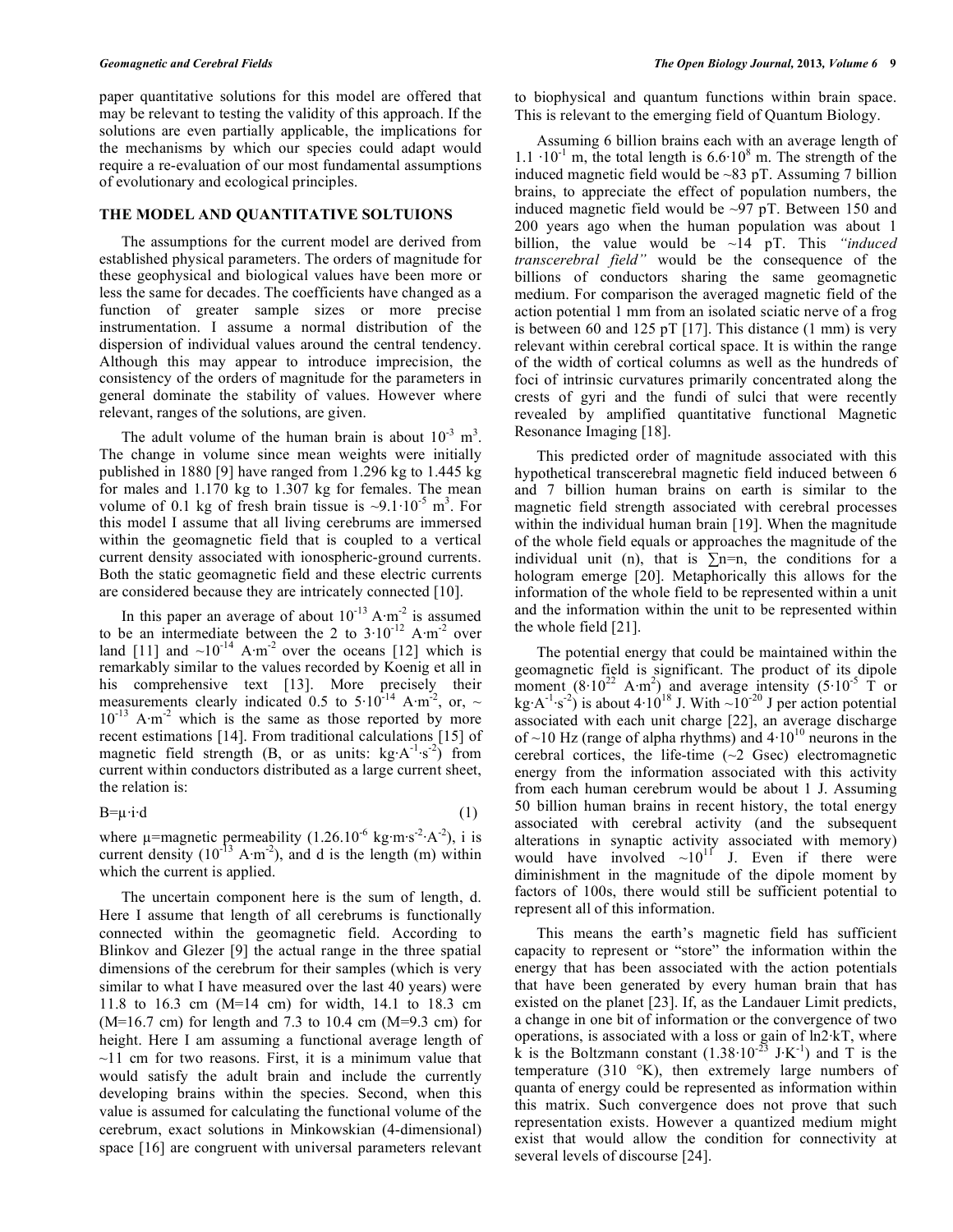paper quantitative solutions for this model are offered that may be relevant to testing the validity of this approach. If the solutions are even partially applicable, the implications for the mechanisms by which our species could adapt would require a re-evaluation of our most fundamental assumptions of evolutionary and ecological principles.

## THE MODEL AND QUANTITATIVE SOLTUIONS

The assumptions for the current model are derived from established physical parameters. The orders of magnitude for these geophysical and biological values have been more or less the same for decades. The coefficients have changed as a function of greater sample sizes or more precise instrumentation. I assume a normal distribution of the dispersion of individual values around the central tendency. Although this may appear to introduce imprecision, the consistency of the orders of magnitude for the parameters in general dominate the stability of values. However where relevant, ranges of the solutions, are given.

The adult volume of the human brain is about $10^{-3}$ m$^3$. The change in volume since mean weights were initially published in 1880 [9] have ranged from 1.296 kg to 1.445 kg for males and 1.170 kg to 1.307 kg for females. The mean volume of 0.1 kg of fresh brain tissue is ~$9.1\cdot10^{-5}$ m$^3$. For this model I assume that all living cerebrums are immersed within the geomagnetic field that is coupled to a vertical current density associated with ionospheric-ground currents. Both the static geomagnetic field and these electric currents are considered because they are intricately connected [10].

In this paper an average of about $10^{-13}$ A·m$^{-2}$ is assumed to be an intermediate between the 2 to $3\cdot10^{-12}$ A·m$^{-2}$ over land [11] and ~$10^{-14}$ A·m$^{-2}$ over the oceans [12] which is remarkably similar to the values recorded by Koenig et all in his comprehensive text [13]. More precisely their measurements clearly indicated 0.5 to $5\cdot10^{-14}$ A·m$^{-2}$, or, ~ $10^{-13}$ A·m$^{-2}$ which is the same as those reported by more recent estimations [14]. From traditional calculations [15] of magnetic field strength (B, or as units: kg·A$^{-1}$·s$^{-2}$) from current within conductors distributed as a large current sheet, the relation is:

$$B=\mu\cdot i\cdot d \tag{1}$$

where μ=magnetic permeability ($1.26.10^{-6}$ kg·m·s$^{-2}$·A$^{-2}$), i is current density ($10^{-13}$ A·m$^{-2}$), and d is the length (m) within which the current is applied.

The uncertain component here is the sum of length, d. Here I assume that length of all cerebrums is functionally connected within the geomagnetic field. According to Blinkov and Glezer [9] the actual range in the three spatial dimensions of the cerebrum for their samples (which is very similar to what I have measured over the last 40 years) were 11.8 to 16.3 cm (M=14 cm) for width, 14.1 to 18.3 cm (M=16.7 cm) for length and 7.3 to 10.4 cm (M=9.3 cm) for height. Here I am assuming a functional average length of ~11 cm for two reasons. First, it is a minimum value that would satisfy the adult brain and include the currently developing brains within the species. Second, when this value is assumed for calculating the functional volume of the cerebrum, exact solutions in Minkowskian (4-dimensional) space [16] are congruent with universal parameters relevant to biophysical and quantum functions within brain space. This is relevant to the emerging field of Quantum Biology.

Assuming 6 billion brains each with an average length of $1.1\cdot10^{-1}$ m, the total length is $6.6\cdot10^{8}$ m. The strength of the induced magnetic field would be ~83 pT. Assuming 7 billion brains, to appreciate the effect of population numbers, the induced magnetic field would be ~97 pT. Between 150 and 200 years ago when the human population was about 1 billion, the value would be ~14 pT. This *"induced transcerebral field"* would be the consequence of the billions of conductors sharing the same geomagnetic medium. For comparison the averaged magnetic field of the action potential 1 mm from an isolated sciatic nerve of a frog is between 60 and 125 pT [17]. This distance (1 mm) is very relevant within cerebral cortical space. It is within the range of the width of cortical columns as well as the hundreds of foci of intrinsic curvatures primarily concentrated along the crests of gyri and the fundi of sulci that were recently revealed by amplified quantitative functional Magnetic Resonance Imaging [18].

This predicted order of magnitude associated with this hypothetical transcerebral magnetic field induced between 6 and 7 billion human brains on earth is similar to the magnetic field strength associated with cerebral processes within the individual human brain [19]. When the magnitude of the whole field equals or approaches the magnitude of the individual unit (n), that is $\sum n=n$, the conditions for a hologram emerge [20]. Metaphorically this allows for the information of the whole field to be represented within a unit and the information within the unit to be represented within the whole field [21].

The potential energy that could be maintained within the geomagnetic field is significant. The product of its dipole moment ($8\cdot10^{22}$ A·m$^2$) and average intensity ($5\cdot10^{-5}$ T or kg·A$^{-1}$·s$^{-2}$) is about $4\cdot10^{18}$ J. With ~$10^{-20}$ J per action potential associated with each unit charge [22], an average discharge of ~10 Hz (range of alpha rhythms) and $4\cdot10^{10}$ neurons in the cerebral cortices, the life-time (~2 Gsec) electromagnetic energy from the information associated with this activity from each human cerebrum would be about 1 J. Assuming 50 billion human brains in recent history, the total energy associated with cerebral activity (and the subsequent alterations in synaptic activity associated with memory) would have involved ~$10^{11}$ J. Even if there were diminishment in the magnitude of the dipole moment by factors of 100s, there would still be sufficient potential to represent all of this information.

This means the earth's magnetic field has sufficient capacity to represent or "store" the information within the energy that has been associated with the action potentials that have been generated by every human brain that has existed on the planet [23]. If, as the Landauer Limit predicts, a change in one bit of information or the convergence of two operations, is associated with a loss or gain of ln2·kT, where k is the Boltzmann constant ($1.38\cdot10^{-23}$ J·K$^{-1}$) and T is the temperature (310 °K), then extremely large numbers of quanta of energy could be represented as information within this matrix. Such convergence does not prove that such representation exists. However a quantized medium might exist that would allow the condition for connectivity at several levels of discourse [24].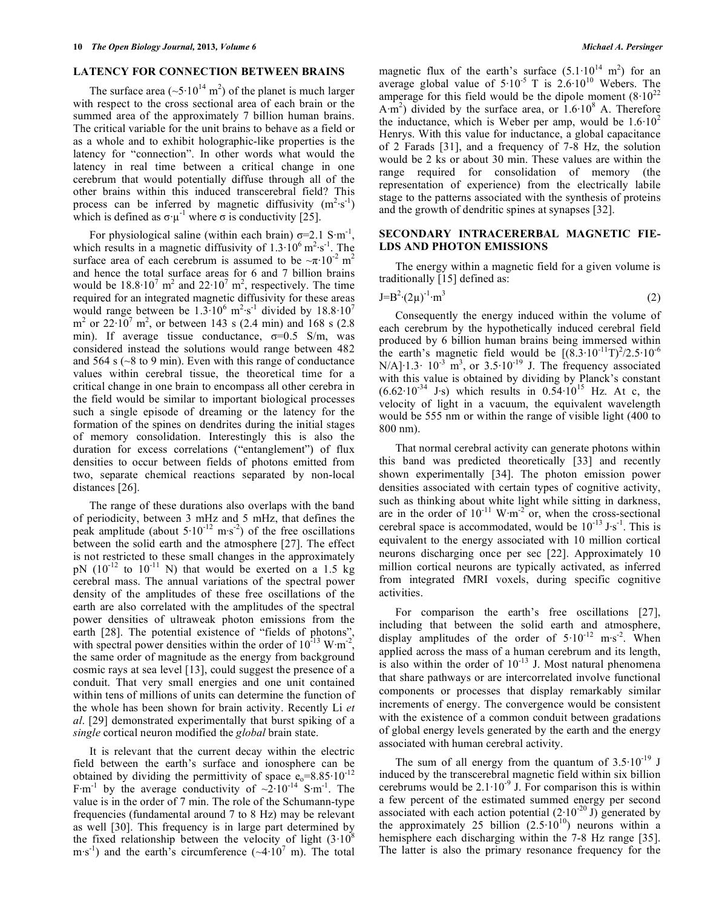## LATENCY FOR CONNECTION BETWEEN BRAINS

The surface area ($\sim 5 \cdot 10^{14}$ m$^2$) of the planet is much larger with respect to the cross sectional area of each brain or the summed area of the approximately 7 billion human brains. The critical variable for the unit brains to behave as a field or as a whole and to exhibit holographic-like properties is the latency for "connection". In other words what would the latency in real time between a critical change in one cerebrum that would potentially diffuse through all of the other brains within this induced transcerebral field? This process can be inferred by magnetic diffusivity (m$^2$·s$^{-1}$) which is defined as $\sigma \cdot \mu^{-1}$ where $\sigma$ is conductivity [25].

For physiological saline (within each brain) $\sigma$=2.1 S·m$^{-1}$, which results in a magnetic diffusivity of $1.3 \cdot 10^6$ m$^2$·s$^{-1}$. The surface area of each cerebrum is assumed to be $\sim \pi \cdot 10^{-2}$ m$^2$ and hence the total surface areas for 6 and 7 billion brains would be $18.8 \cdot 10^7$ m$^2$ and $22 \cdot 10^7$ m$^2$, respectively. The time required for an integrated magnetic diffusivity for these areas would range between be $1.3 \cdot 10^6$ m$^2$·s$^{-1}$ divided by $18.8 \cdot 10^7$ m$^2$ or $22 \cdot 10^7$ m$^2$, or between 143 s (2.4 min) and 168 s (2.8 min). If average tissue conductance, $\sigma$=0.5 S/m, was considered instead the solutions would range between 482 and 564 s (~8 to 9 min). Even with this range of conductance values within cerebral tissue, the theoretical time for a critical change in one brain to encompass all other cerebra in the field would be similar to important biological processes such a single episode of dreaming or the latency for the formation of the spines on dendrites during the initial stages of memory consolidation. Interestingly this is also the duration for excess correlations ("entanglement") of flux densities to occur between fields of photons emitted from two, separate chemical reactions separated by non-local distances [26].

The range of these durations also overlaps with the band of periodicity, between 3 mHz and 5 mHz, that defines the peak amplitude (about $5 \cdot 10^{-12}$ m·s$^{-2}$) of the free oscillations between the solid earth and the atmosphere [27]. The effect is not restricted to these small changes in the approximately pN ($10^{-12}$ to $10^{-11}$ N) that would be exerted on a 1.5 kg cerebral mass. The annual variations of the spectral power density of the amplitudes of these free oscillations of the earth are also correlated with the amplitudes of the spectral power densities of ultraweak photon emissions from the earth [28]. The potential existence of "fields of photons", with spectral power densities within the order of $10^{-13}$ W·m$^{-2}$, the same order of magnitude as the energy from background cosmic rays at sea level [13], could suggest the presence of a conduit. That very small energies and one unit contained within tens of millions of units can determine the function of the whole has been shown for brain activity. Recently Li *et al*. [29] demonstrated experimentally that burst spiking of a *single* cortical neuron modified the *global* brain state.

It is relevant that the current decay within the electric field between the earth's surface and ionosphere can be obtained by dividing the permittivity of space $e_o$=$8.85 \cdot 10^{-12}$ F·m$^{-1}$ by the average conductivity of $\sim 2 \cdot 10^{-14}$ S·m$^{-1}$. The value is in the order of 7 min. The role of the Schumann-type frequencies (fundamental around 7 to 8 Hz) may be relevant as well [30]. This frequency is in large part determined by the fixed relationship between the velocity of light ($3 \cdot 10^8$ m·s$^{-1}$) and the earth's circumference ($\sim 4 \cdot 10^7$ m). The total magnetic flux of the earth's surface ($5.1 \cdot 10^{14}$ m$^2$) for an average global value of $5 \cdot 10^{-5}$ T is $2.6 \cdot 10^{10}$ Webers. The amperage for this field would be the dipole moment ($8 \cdot 10^{22}$ A·m$^2$) divided by the surface area, or $1.6 \cdot 10^8$ A. Therefore the inductance, which is Weber per amp, would be $1.6 \cdot 10^2$ Henrys. With this value for inductance, a global capacitance of 2 Farads [31], and a frequency of 7-8 Hz, the solution would be 2 ks or about 30 min. These values are within the range required for consolidation of memory (the representation of experience) from the electrically labile stage to the patterns associated with the synthesis of proteins and the growth of dendritic spines at synapses [32].

## SECONDARY INTRACERERBAL MAGNETIC FIELDS AND PHOTON EMISSIONS

The energy within a magnetic field for a given volume is traditionally [15] defined as:

$$J=B^2 \cdot (2\mu)^{-1} \cdot m^3 \tag{2}$$

Consequently the energy induced within the volume of each cerebrum by the hypothetically induced cerebral field produced by 6 billion human brains being immersed within the earth's magnetic field would be $[(8.3 \cdot 10^{-11} T)^2/2.5 \cdot 10^{-6} N/A] \cdot 1.3 \cdot 10^{-3}$ m$^3$, or $3.5 \cdot 10^{-19}$ J. The frequency associated with this value is obtained by dividing by Planck's constant ($6.62 \cdot 10^{-34}$ J·s) which results in $0.54 \cdot 10^{15}$ Hz. At c, the velocity of light in a vacuum, the equivalent wavelength would be 555 nm or within the range of visible light (400 to 800 nm).

That normal cerebral activity can generate photons within this band was predicted theoretically [33] and recently shown experimentally [34]. The photon emission power densities associated with certain types of cognitive activity, such as thinking about white light while sitting in darkness, are in the order of $10^{-11}$ W·m$^{-2}$ or, when the cross-sectional cerebral space is accommodated, would be $10^{-13}$ J·s$^{-1}$. This is equivalent to the energy associated with 10 million cortical neurons discharging once per sec [22]. Approximately 10 million cortical neurons are typically activated, as inferred from integrated fMRI voxels, during specific cognitive activities.

For comparison the earth's free oscillations [27], including that between the solid earth and atmosphere, display amplitudes of the order of $5 \cdot 10^{-12}$ m·s$^{-2}$. When applied across the mass of a human cerebrum and its length, is also within the order of $10^{-13}$ J. Most natural phenomena that share pathways or are intercorrelated involve functional components or processes that display remarkably similar increments of energy. The convergence would be consistent with the existence of a common conduit between gradations of global energy levels generated by the earth and the energy associated with human cerebral activity.

The sum of all energy from the quantum of $3.5 \cdot 10^{-19}$ J induced by the transcerebral magnetic field within six billion cerebrums would be $2.1 \cdot 10^{-9}$ J. For comparison this is within a few percent of the estimated summed energy per second associated with each action potential ($2 \cdot 10^{-20}$ J) generated by the approximately 25 billion ($2.5 \cdot 10^{10}$) neurons within a hemisphere each discharging within the 7-8 Hz range [35]. The latter is also the primary resonance frequency for the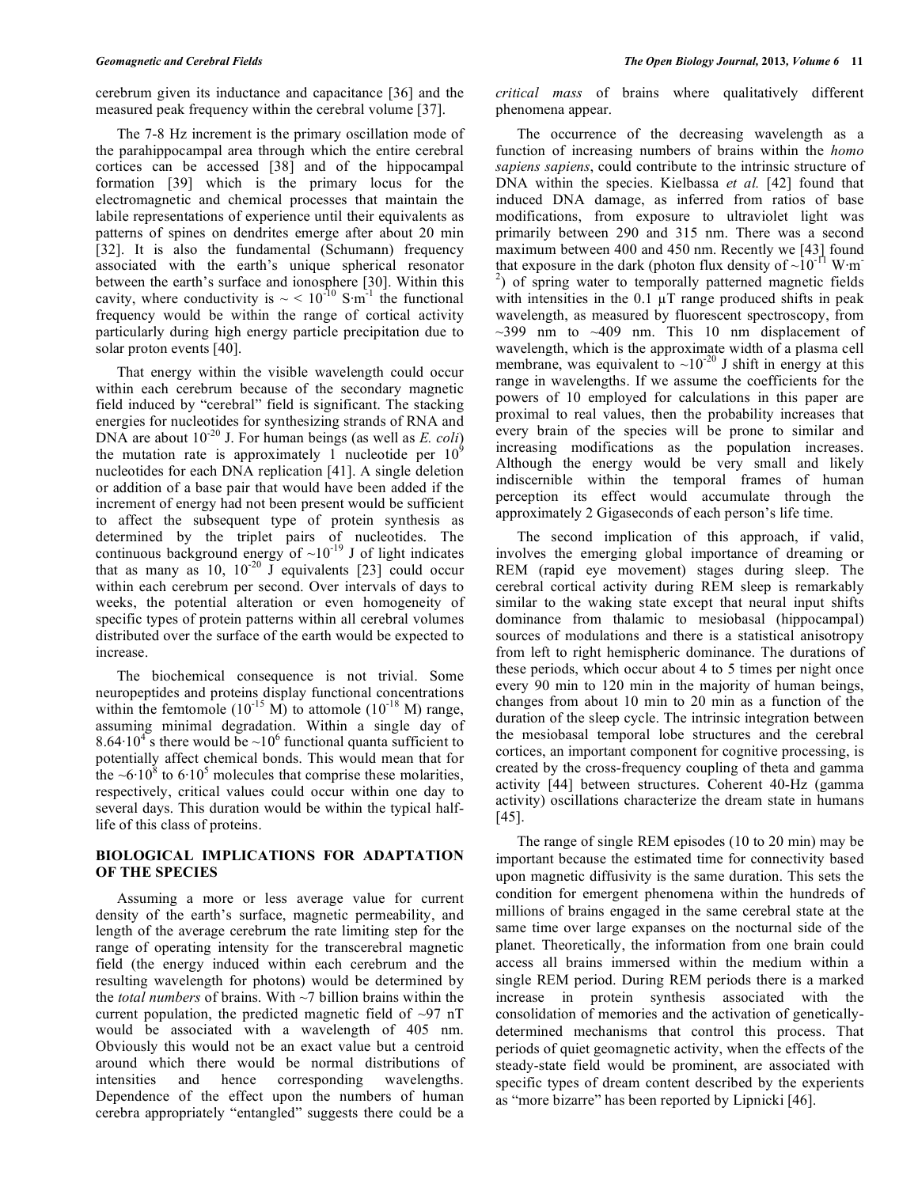cerebrum given its inductance and capacitance [36] and the measured peak frequency within the cerebral volume [37].

The 7-8 Hz increment is the primary oscillation mode of the parahippocampal area through which the entire cerebral cortices can be accessed [38] and of the hippocampal formation [39] which is the primary locus for the electromagnetic and chemical processes that maintain the labile representations of experience until their equivalents as patterns of spines on dendrites emerge after about 20 min [32]. It is also the fundamental (Schumann) frequency associated with the earth's unique spherical resonator between the earth's surface and ionosphere [30]. Within this cavity, where conductivity is $\sim < 10^{-10}$ $S \cdot m^{-1}$ the functional frequency would be within the range of cortical activity particularly during high energy particle precipitation due to solar proton events [40].

That energy within the visible wavelength could occur within each cerebrum because of the secondary magnetic field induced by "cerebral" field is significant. The stacking energies for nucleotides for synthesizing strands of RNA and DNA are about $10^{-20}$ J. For human beings (as well as *E. coli*) the mutation rate is approximately 1 nucleotide per $10^9$ nucleotides for each DNA replication [41]. A single deletion or addition of a base pair that would have been added if the increment of energy had not been present would be sufficient to affect the subsequent type of protein synthesis as determined by the triplet pairs of nucleotides. The continuous background energy of $\sim 10^{-19}$ J of light indicates that as many as 10, $10^{-20}$ J equivalents [23] could occur within each cerebrum per second. Over intervals of days to weeks, the potential alteration or even homogeneity of specific types of protein patterns within all cerebral volumes distributed over the surface of the earth would be expected to increase.

The biochemical consequence is not trivial. Some neuropeptides and proteins display functional concentrations within the femtomole ($10^{-15}$ M) to attomole ($10^{-18}$ M) range, assuming minimal degradation. Within a single day of $8.64 \cdot 10^4$ s there would be $\sim 10^6$ functional quanta sufficient to potentially affect chemical bonds. This would mean that for the $\sim 6 \cdot 10^8$ to $6 \cdot 10^5$ molecules that comprise these molarities, respectively, critical values could occur within one day to several days. This duration would be within the typical half-life of this class of proteins.

## BIOLOGICAL IMPLICATIONS FOR ADAPTATION OF THE SPECIES

Assuming a more or less average value for current density of the earth's surface, magnetic permeability, and length of the average cerebrum the rate limiting step for the range of operating intensity for the transcerebral magnetic field (the energy induced within each cerebrum and the resulting wavelength for photons) would be determined by the *total numbers* of brains. With ~7 billion brains within the current population, the predicted magnetic field of ~97 nT would be associated with a wavelength of 405 nm. Obviously this would not be an exact value but a centroid around which there would be normal distributions of intensities and hence corresponding wavelengths. Dependence of the effect upon the numbers of human cerebra appropriately "entangled" suggests there could be a *critical mass* of brains where qualitatively different phenomena appear.

The occurrence of the decreasing wavelength as a function of increasing numbers of brains within the *homo sapiens sapiens*, could contribute to the intrinsic structure of DNA within the species. Kielbassa *et al.* [42] found that induced DNA damage, as inferred from ratios of base modifications, from exposure to ultraviolet light was primarily between 290 and 315 nm. There was a second maximum between 400 and 450 nm. Recently we [43] found that exposure in the dark (photon flux density of $\sim 10^{-11}$ $W \cdot m^{-2}$) of spring water to temporally patterned magnetic fields with intensities in the 0.1 μT range produced shifts in peak wavelength, as measured by fluorescent spectroscopy, from ~399 nm to ~409 nm. This 10 nm displacement of wavelength, which is the approximate width of a plasma cell membrane, was equivalent to $\sim 10^{-20}$ J shift in energy at this range in wavelengths. If we assume the coefficients for the powers of 10 employed for calculations in this paper are proximal to real values, then the probability increases that every brain of the species will be prone to similar and increasing modifications as the population increases. Although the energy would be very small and likely indiscernible within the temporal frames of human perception its effect would accumulate through the approximately 2 Gigaseconds of each person's life time.

The second implication of this approach, if valid, involves the emerging global importance of dreaming or REM (rapid eye movement) stages during sleep. The cerebral cortical activity during REM sleep is remarkably similar to the waking state except that neural input shifts dominance from thalamic to mesiobasal (hippocampal) sources of modulations and there is a statistical anisotropy from left to right hemispheric dominance. The durations of these periods, which occur about 4 to 5 times per night once every 90 min to 120 min in the majority of human beings, changes from about 10 min to 20 min as a function of the duration of the sleep cycle. The intrinsic integration between the mesiobasal temporal lobe structures and the cerebral cortices, an important component for cognitive processing, is created by the cross-frequency coupling of theta and gamma activity [44] between structures. Coherent 40-Hz (gamma activity) oscillations characterize the dream state in humans [45].

The range of single REM episodes (10 to 20 min) may be important because the estimated time for connectivity based upon magnetic diffusivity is the same duration. This sets the condition for emergent phenomena within the hundreds of millions of brains engaged in the same cerebral state at the same time over large expanses on the nocturnal side of the planet. Theoretically, the information from one brain could access all brains immersed within the medium within a single REM period. During REM periods there is a marked increase in protein synthesis associated with the consolidation of memories and the activation of genetically-determined mechanisms that control this process. That periods of quiet geomagnetic activity, when the effects of the steady-state field would be prominent, are associated with specific types of dream content described by the experients as "more bizarre" has been reported by Lipnicki [46].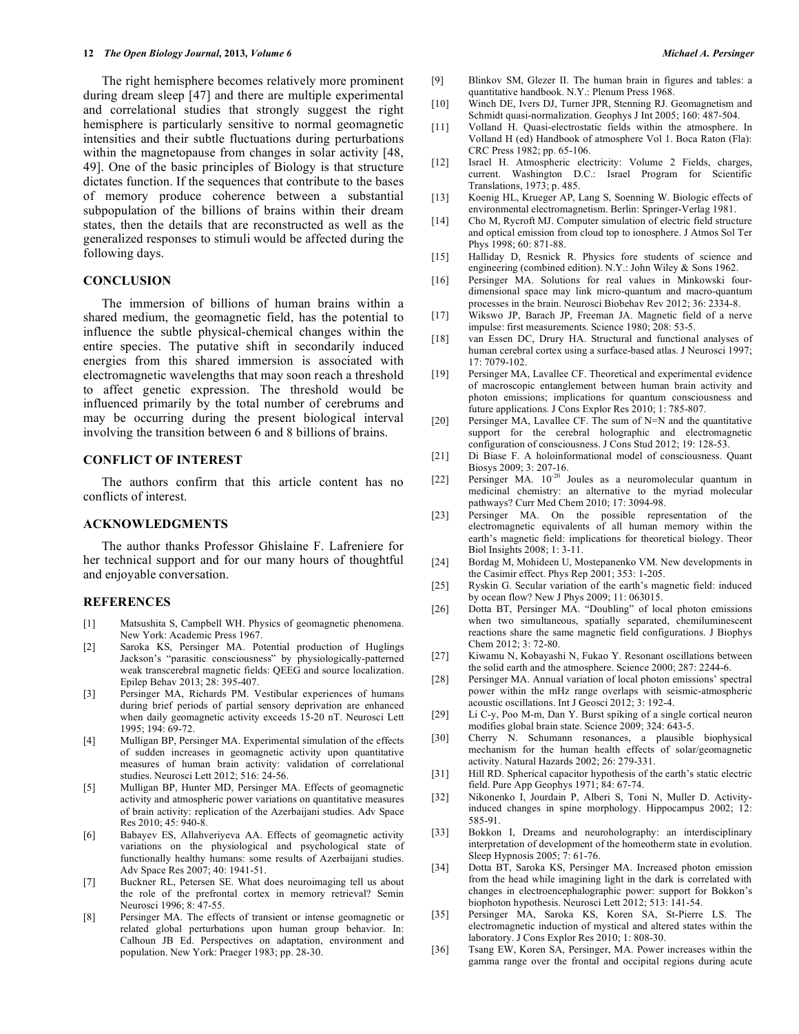The right hemisphere becomes relatively more prominent during dream sleep [47] and there are multiple experimental and correlational studies that strongly suggest the right hemisphere is particularly sensitive to normal geomagnetic intensities and their subtle fluctuations during perturbations within the magnetopause from changes in solar activity [48, 49]. One of the basic principles of Biology is that structure dictates function. If the sequences that contribute to the bases of memory produce coherence between a substantial subpopulation of the billions of brains within their dream states, then the details that are reconstructed as well as the generalized responses to stimuli would be affected during the following days.

## CONCLUSION

The immersion of billions of human brains within a shared medium, the geomagnetic field, has the potential to influence the subtle physical-chemical changes within the entire species. The putative shift in secondarily induced energies from this shared immersion is associated with electromagnetic wavelengths that may soon reach a threshold to affect genetic expression. The threshold would be influenced primarily by the total number of cerebrums and may be occurring during the present biological interval involving the transition between 6 and 8 billions of brains.

## CONFLICT OF INTEREST

The authors confirm that this article content has no conflicts of interest.

## ACKNOWLEDGMENTS

The author thanks Professor Ghislaine F. Lafreniere for her technical support and for our many hours of thoughtful and enjoyable conversation.

## REFERENCES

[1] Matsushita S, Campbell WH. Physics of geomagnetic phenomena. New York: Academic Press 1967.

[2] Saroka KS, Persinger MA. Potential production of Huglings Jackson's "parasitic consciousness" by physiologically-patterned weak transcerebral magnetic fields: QEEG and source localization. Epilep Behav 2013; 28: 395-407.

[3] Persinger MA, Richards PM. Vestibular experiences of humans during brief periods of partial sensory deprivation are enhanced when daily geomagnetic activity exceeds 15-20 nT. Neurosci Lett 1995; 194: 69-72.

[4] Mulligan BP, Persinger MA. Experimental simulation of the effects of sudden increases in geomagnetic activity upon quantitative measures of human brain activity: validation of correlational studies. Neurosci Lett 2012; 516: 24-56.

[5] Mulligan BP, Hunter MD, Persinger MA. Effects of geomagnetic activity and atmospheric power variations on quantitative measures of brain activity: replication of the Azerbaijani studies. Adv Space Res 2010; 45: 940-8.

[6] Babayev ES, Allahverivyeva AA. Effects of geomagnetic activity variations on the physiological and psychological state of functionally healthy humans: some results of Azerbaijani studies. Adv Space Res 2007; 40: 1941-51.

[7] Buckner RL, Petersen SE. What does neuroimaging tell us about the role of the prefrontal cortex in memory retrieval? Semin Neurosci 1996; 8: 47-55.

[8] Persinger MA. The effects of transient or intense geomagnetic or related global perturbations upon human group behavior. In: Calhoun JB Ed. Perspectives on adaptation, environment and population. New York: Praeger 1983; pp. 28-30.

[9] Blinkov SM, Glezer II. The human brain in figures and tables: a quantitative handbook. N.Y.: Plenum Press 1968.

[10] Winch DE, Ivers DJ, Turner JPR, Stenning RJ. Geomagnetism and Schmidt quasi-normalization. Geophys J Int 2005; 160: 487-504.

[11] Volland H. Quasi-electrostatic fields within the atmosphere. In Volland H (ed) Handbook of atmosphere Vol 1. Boca Raton (Fla): CRC Press 1982; pp. 65-106.

[12] Israel H. Atmospheric electricity: Volume 2 Fields, charges, current. Washington D.C.: Israel Program for Scientific Translations, 1973; p. 485.

[13] Koenig HL, Krueger AP, Lang S, Soenning W. Biologic effects of environmental electromagnetism. Berlin: Springer-Verlag 1981.

[14] Cho M, Rycroft MJ. Computer simulation of electric field structure and optical emission from cloud top to ionosphere. J Atmos Sol Ter Phys 1998; 60: 871-88.

[15] Halliday D, Resnick R. Physics fore students of science and engineering (combined edition). N.Y.: John Wiley & Sons 1962.

[16] Persinger MA. Solutions for real values in Minkowski four-dimensional space may link micro-quantum and macro-quantum processes in the brain. Neurosci Biobehav Rev 2012; 36: 2334-8.

[17] Wikswo JP, Barach JP, Freeman JA. Magnetic field of a nerve impulse: first measurements. Science 1980; 208: 53-5.

[18] van Essen DC, Drury HA. Structural and functional analyses of human cerebral cortex using a surface-based atlas. J Neurosci 1997; 17: 7079-102.

[19] Persinger MA, Lavallee CF. Theoretical and experimental evidence of macroscopic entanglement between human brain activity and photon emissions; implications for quantum consciousness and future applications. J Cons Explor Res 2010; 1: 785-807.

[20] Persinger MA, Lavallee CF. The sum of N=N and the quantitative support for the cerebral holographic and electromagnetic configuration of consciousness. J Cons Stud 2012; 19: 128-53.

[21] Di Biase F. A holoinformational model of consciousness. Quant Biosys 2009; 3: 207-16.

[22] Persinger MA. $10^{-20}$ Joules as a neuromolecular quantum in medicinal chemistry: an alternative to the myriad molecular pathways? Curr Med Chem 2010; 17: 3094-98.

[23] Persinger MA. On the possible representation of the electromagnetic equivalents of all human memory within the earth's magnetic field: implications for theoretical biology. Theor Biol Insights 2008; 1: 3-11.

[24] Bordag M, Mohideen U, Mostepanenko VM. New developments in the Casimir effect. Phys Rep 2001; 353: 1-205.

[25] Ryskin G. Secular variation of the earth's magnetic field: induced by ocean flow? New J Phys 2009; 11: 063015.

[26] Dotta BT, Persinger MA. "Doubling" of local photon emissions when two simultaneous, spatially separated, chemiluminescent reactions share the same magnetic field configurations. J Biophys Chem 2012; 3: 72-80.

[27] Kiwamu N, Kobayashi N, Fukao Y. Resonant oscillations between the solid earth and the atmosphere. Science 2000; 287: 2244-6.

[28] Persinger MA. Annual variation of local photon emissions' spectral power within the mHz range overlaps with seismic-atmospheric acoustic oscillations. Int J Geosci 2012; 3: 192-4.

[29] Li C-y, Poo M-m, Dan Y. Burst spiking of a single cortical neuron modifies global brain state. Science 2009; 324: 643-5.

[30] Cherry N. Schumann resonances, a plausible biophysical mechanism for the human health effects of solar/geomagnetic activity. Natural Hazards 2002; 26: 279-331.

[31] Hill RD. Spherical capacitor hypothesis of the earth's static electric field. Pure App Geophys 1971; 84: 67-74.

[32] Nikonenko I, Jourdain P, Alberi S, Toni N, Muller D. Activity-induced changes in spine morphology. Hippocampus 2002; 12: 585-91.

[33] Bokkon I, Dreams and neuroholography: an interdisciplinary interpretation of development of the homeotherm state in evolution. Sleep Hypnosis 2005; 7: 61-76.

[34] Dotta BT, Saroka KS, Persinger MA. Increased photon emission from the head while imagining light in the dark is correlated with changes in electroencephalographic power: support for Bokkon's biophoton hypothesis. Neurosci Lett 2012; 513: 141-54.

[35] Persinger MA, Saroka KS, Koren SA, St-Pierre LS. The electromagnetic induction of mystical and altered states within the laboratory. J Cons Explor Res 2010; 1: 808-30.

[36] Tsang EW, Koren SA, Persinger, MA. Power increases within the gamma range over the frontal and occipital regions during acute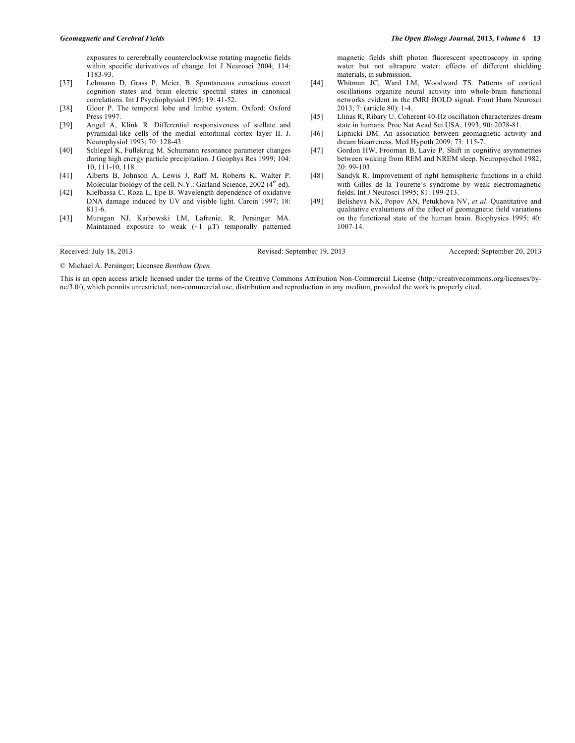exposures to cererebrally counterclockwise rotating magnetic fields within specific derivatives of change. Int J Neurosci 2004; 114: 1183-93.

[37] Lehmann D, Grass P, Meier, B. Spontaneous conscious covert cognition states and brain electric spectral states in canonical correlations. Int J Psychophysiol 1995; 19: 41-52.

[38] Gloor P. The temporal lobe and limbic system. Oxford: Oxford Press 1997.

[39] Angel A, Klink R. Differential responsiveness of stellate and pyramidal-like cells of the medial entorhinal cortex layer II. J. Neurophysiol 1993; 70: 128-43.

[40] Schlegel K, Fullekrug M. Schumann resonance parameter changes during high energy particle precipitation. J Geophys Res 1999; 104: 10, 111-10, 118.

[41] Alberts B, Johnson A, Lewis J, Raff M, Roberts K, Walter P. Molecular biology of the cell. N.Y.: Garland Science, 2002 (4th ed).

[42] Kielbassa C, Roza L, Epe B. Wavelength dependence of oxidative DNA damage induced by UV and visible light. Carcin 1997; 18: 811-6.

[43] Murugan NJ, Karbowski LM, Lafrenie, R, Persinger MA. Maintained exposure to weak (~1 μT) temporally patterned magnetic fields shift photon fluorescent spectroscopy in spring water but not ultrapure water: effects of different shielding materials, in submission.

[44] Whitman JC, Ward LM, Woodward TS. Patterns of cortical oscillations organize neural activity into whole-brain functional networks evident in the fMRI BOLD signal. Front Hum Neurosci 2013; 7: (article 80): 1-4.

[45] Llinas R, Ribary U. Coherent 40-Hz oscillation characterizes dream state in humans. Proc Nat Acad Sci USA, 1993; 90: 2078-81.

[46] Lipnicki DM. An association between geomagnetic activity and dream bizarreness. Med Hypoth 2009; 73: 115-7.

[47] Gordon HW, Frooman B, Lavie P. Shift in cognitive asymmetries between waking from REM and NREM sleep. Neuropsychol 1982; 20: 99-103.

[48] Sandyk R. Improvement of right hemispheric functions in a child with Gilles de la Tourette's syndrome by weak electromagnetic fields. Int J Neurosci 1995; 81: 199-213.

[49] Belisheva NK, Popov AN, Petukhova NV, *et al*. Quantitative and qualitative evaluations of the effect of geomagnetic field variations on the functional state of the human brain. Biophysics 1995; 40: 1007-14.

Received: July 18, 2013 Revised: September 19, 2013 Accepted: September 20, 2013

© Michael A. Persinger; Licensee *Bentham Open*.

This is an open access article licensed under the terms of the Creative Commons Attribution Non-Commercial License (http://creativecommons.org/licenses/by-nc/3.0/), which permits unrestricted, non-commercial use, distribution and reproduction in any medium, provided the work is properly cited.